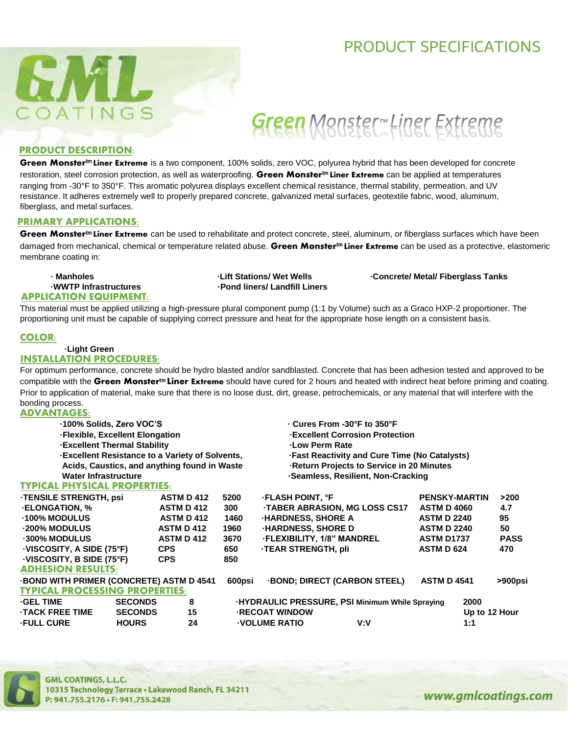# PRODUCT SPECIFICATIONS

GML COATINGS

## Green Monster™ Liner Extreme

### PRODUCT DESCRIPTION:

**Green Monster™ Liner Extreme** is a two component, 100% solids, zero VOC, polyurea hybrid that has been developed for concrete restoration, steel corrosion protection, as well as waterproofing. **Green Monster™ Liner Extreme** can be applied at temperatures ranging from -30°F to 350°F. This aromatic polyurea displays excellent chemical resistance, thermal stability, permeation, and UV resistance. It adheres extremely well to properly prepared concrete, galvanized metal surfaces, geotextile fabric, wood, aluminum, fiberglass, and metal surfaces.

### PRIMARY APPLICATIONS:

**Green Monster™ Liner Extreme** can be used to rehabilitate and protect concrete, steel, aluminum, or fiberglass surfaces which have been damaged from mechanical, chemical or temperature related abuse. **Green Monster™ Liner Extreme** can be used as a protective, elastomeric membrane coating in:

- **Manholes**
- **WWTP Infrastructures**
- **Lift Stations/ Wet Wells**
- **Pond liners/ Landfill Liners**
- **Concrete/ Metal/ Fiberglass Tanks**

### APPLICATION EQUIPMENT:

This material must be applied utilizing a high-pressure plural component pump (1:1 by Volume) such as a Graco HXP-2 proportioner. The proportioning unit must be capable of supplying correct pressure and heat for the appropriate hose length on a consistent basis.

### COLOR:

- **Light Green**

### INSTALLATION PROCEDURES:

For optimum performance, concrete should be hydro blasted and/or sandblasted. Concrete that has been adhesion tested and approved to be compatible with the **Green Monster™ Liner Extreme** should have cured for 2 hours and heated with indirect heat before priming and coating. Prior to application of material, make sure that there is no loose dust, dirt, grease, petrochemicals, or any material that will interfere with the bonding process.

### ADVANTAGES:

- **100% Solids, Zero VOC'S**
- **Flexible, Excellent Elongation**
- **Excellent Thermal Stability**
- **Excellent Resistance to a Variety of Solvents, Acids, Caustics, and anything found in Waste Water Infrastructure**
- **Cures From -30°F to 350°F**
- **Excellent Corrosion Protection**
- **Low Perm Rate**
- **Fast Reactivity and Cure Time (No Catalysts)**
- **Return Projects to Service in 20 Minutes**
- **Seamless, Resilient, Non-Cracking**

### TYPICAL PHYSICAL PROPERTIES:

| Property | Method | Value | Property | Method | Value |
|---|---|---|---|---|---|
| TENSILE STRENGTH, psi | ASTM D 412 | 5200 | FLASH POINT, °F | PENSKY-MARTIN | >200 |
| ELONGATION, % | ASTM D 412 | 300 | TABER ABRASION, MG LOSS CS17 | ASTM D 4060 | 4.7 |
| 100% MODULUS | ASTM D 412 | 1460 | HARDNESS, SHORE A | ASTM D 2240 | 95 |
| 200% MODULUS | ASTM D 412 | 1960 | HARDNESS, SHORE D | ASTM D 2240 | 50 |
| 300% MODULUS | ASTM D 412 | 3670 | FLEXIBILITY, 1/8" MANDREL | ASTM D1737 | PASS |
| VISCOSITY, A SIDE (75°F) | CPS | 650 | TEAR STRENGTH, pli | ASTM D 624 | 470 |
| VISCOSITY, B SIDE (75°F) | CPS | 850 | | | |

### ADHESION RESULTS:

| Property | Method | Value | Property | Method | Value |
|---|---|---|---|---|---|
| BOND WITH PRIMER (CONCRETE) | ASTM D 4541 | 600psi | BOND; DIRECT (CARBON STEEL) | ASTM D 4541 | >900psi |

### TYPICAL PROCESSING PROPERTIES:

| Property | Unit | Value | Property | Unit | Value |
|---|---|---|---|---|---|
| GEL TIME | SECONDS | 8 | HYDRAULIC PRESSURE, PSI Minimum While Spraying | | 2000 |
| TACK FREE TIME | SECONDS | 15 | RECOAT WINDOW | | Up to 12 Hour |
| FULL CURE | HOURS | 24 | VOLUME RATIO | V:V | 1:1 |

GML COATINGS, L.L.C.
10315 Technology Terrace • Lakewood Ranch, FL 34211
P: 941.755.2176 • F: 941.755.2428

www.gmlcoatings.com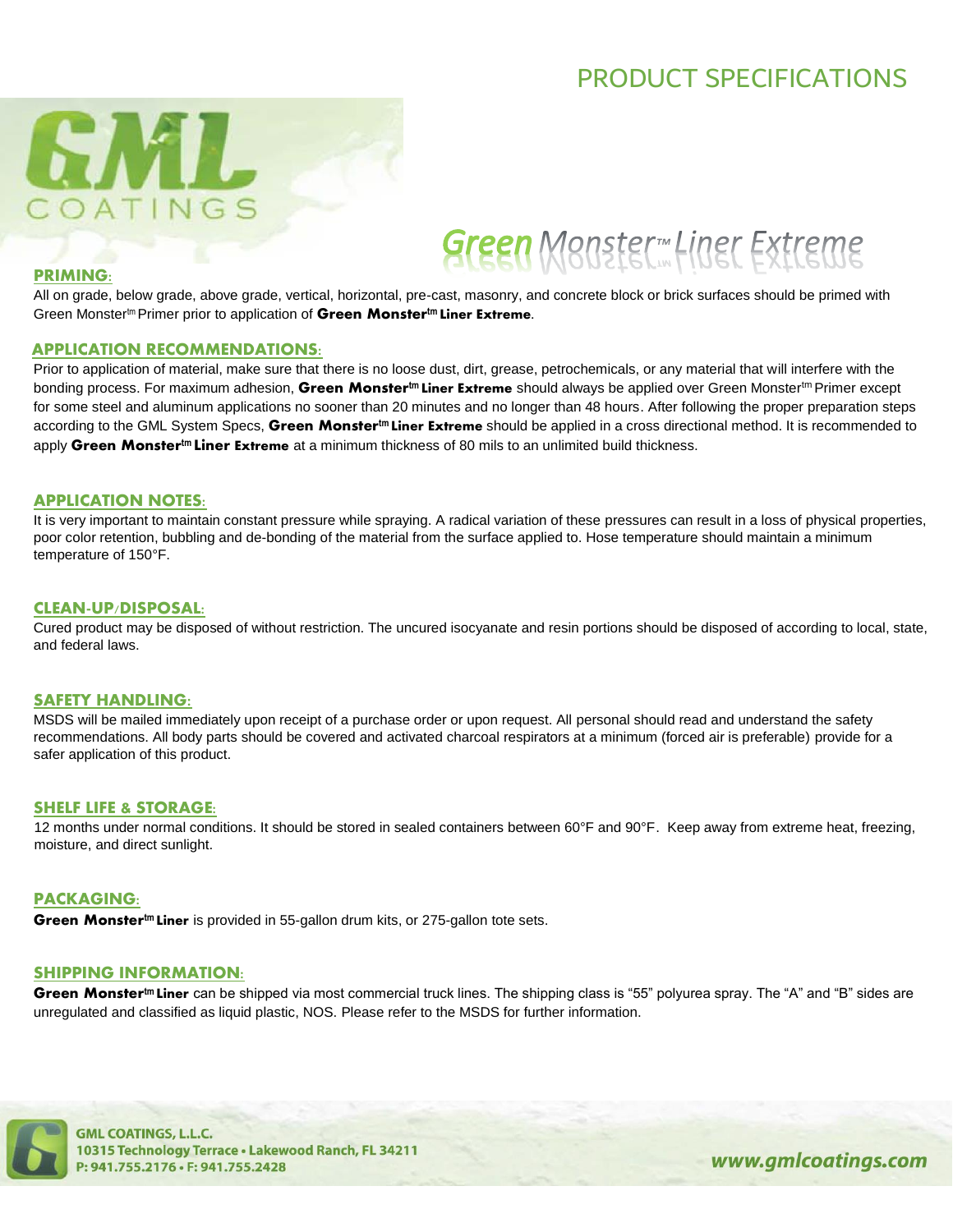# PRODUCT SPECIFICATIONS

GML COATINGS

## Green Monster™ Liner Extreme

### PRIMING:

All on grade, below grade, above grade, vertical, horizontal, pre-cast, masonry, and concrete block or brick surfaces should be primed with Green Monster[tm] Primer prior to application of **Green Monster[tm] Liner Extreme**.

### APPLICATION RECOMMENDATIONS:

Prior to application of material, make sure that there is no loose dust, dirt, grease, petrochemicals, or any material that will interfere with the bonding process. For maximum adhesion, **Green Monster[tm] Liner Extreme** should always be applied over Green Monster[tm] Primer except for some steel and aluminum applications no sooner than 20 minutes and no longer than 48 hours. After following the proper preparation steps according to the GML System Specs, **Green Monster[tm] Liner Extreme** should be applied in a cross directional method. It is recommended to apply **Green Monster[tm] Liner Extreme** at a minimum thickness of 80 mils to an unlimited build thickness.

### APPLICATION NOTES:

It is very important to maintain constant pressure while spraying. A radical variation of these pressures can result in a loss of physical properties, poor color retention, bubbling and de-bonding of the material from the surface applied to. Hose temperature should maintain a minimum temperature of 150°F.

### CLEAN-UP/DISPOSAL:

Cured product may be disposed of without restriction. The uncured isocyanate and resin portions should be disposed of according to local, state, and federal laws.

### SAFETY HANDLING:

MSDS will be mailed immediately upon receipt of a purchase order or upon request. All personal should read and understand the safety recommendations. All body parts should be covered and activated charcoal respirators at a minimum (forced air is preferable) provide for a safer application of this product.

### SHELF LIFE & STORAGE:

12 months under normal conditions. It should be stored in sealed containers between 60°F and 90°F. Keep away from extreme heat, freezing, moisture, and direct sunlight.

### PACKAGING:

**Green Monster[tm] Liner** is provided in 55-gallon drum kits, or 275-gallon tote sets.

### SHIPPING INFORMATION:

**Green Monster[tm] Liner** can be shipped via most commercial truck lines. The shipping class is "55" polyurea spray. The "A" and "B" sides are unregulated and classified as liquid plastic, NOS. Please refer to the MSDS for further information.

**GML COATINGS, L.L.C.**
**10315 Technology Terrace • Lakewood Ranch, FL 34211**
**P: 941.755.2176 • F: 941.755.2428**

***www.gmlcoatings.com***